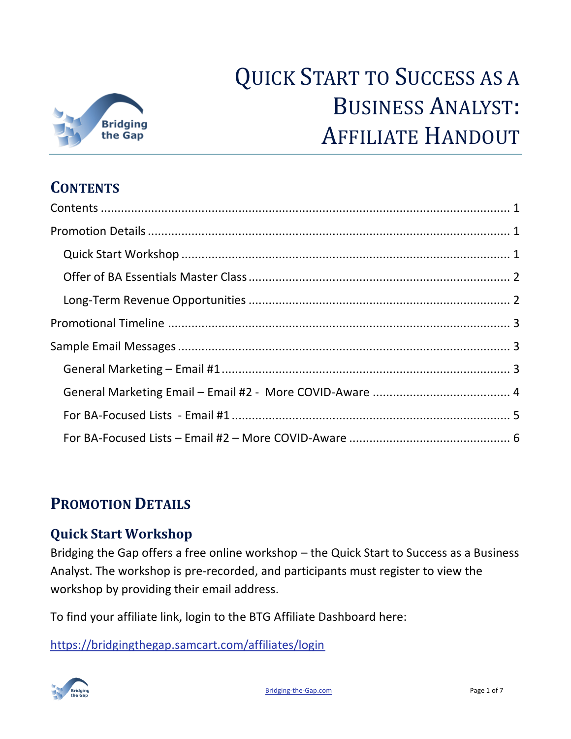# Quick Start to Success as a Business Analyst: Affiliate Handout

## Contents

Contents ........................................................................ 1

Promotion Details ........................................................................ 1

  Quick Start Workshop ........................................................................ 1

  Offer of BA Essentials Master Class ........................................................................ 2

  Long-Term Revenue Opportunities ........................................................................ 2

Promotional Timeline ........................................................................ 3

Sample Email Messages ........................................................................ 3

  General Marketing – Email #1 ........................................................................ 3

  General Marketing Email – Email #2 - More COVID-Aware ........................................................................ 4

  For BA-Focused Lists - Email #1 ........................................................................ 5

  For BA-Focused Lists – Email #2 – More COVID-Aware ........................................................................ 6

## Promotion Details

### Quick Start Workshop

Bridging the Gap offers a free online workshop – the Quick Start to Success as a Business Analyst. The workshop is pre-recorded, and participants must register to view the workshop by providing their email address.

To find your affiliate link, login to the BTG Affiliate Dashboard here:

https://bridgingthegap.samcart.com/affiliates/login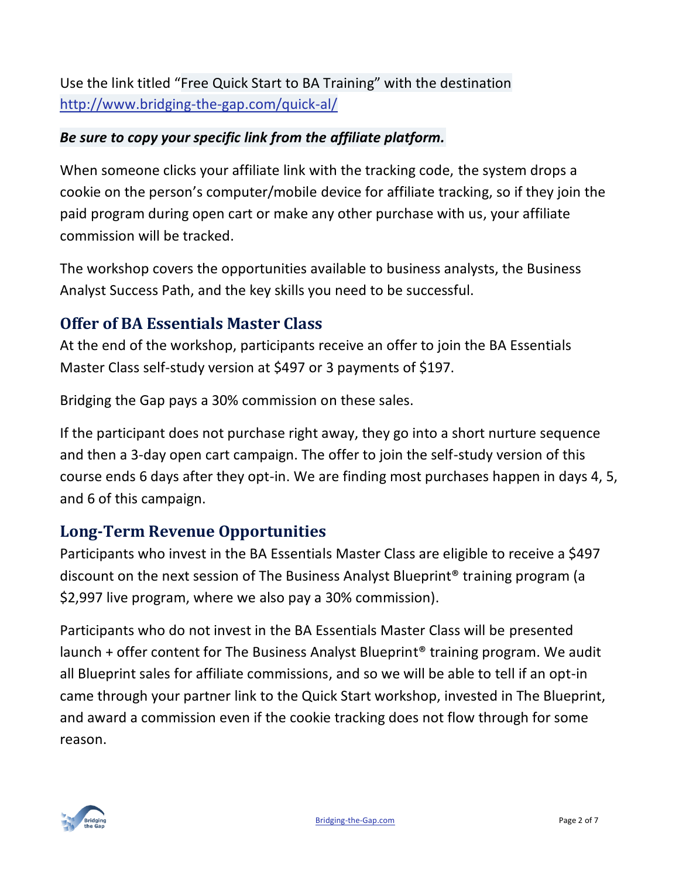Use the link titled “Free Quick Start to BA Training” with the destination [http://www.bridging-the-gap.com/quick-al/](http://www.bridging-the-gap.com/quick-al/)

***Be sure to copy your specific link from the affiliate platform.***

When someone clicks your affiliate link with the tracking code, the system drops a cookie on the person’s computer/mobile device for affiliate tracking, so if they join the paid program during open cart or make any other purchase with us, your affiliate commission will be tracked.

The workshop covers the opportunities available to business analysts, the Business Analyst Success Path, and the key skills you need to be successful.

## Offer of BA Essentials Master Class

At the end of the workshop, participants receive an offer to join the BA Essentials Master Class self-study version at $497 or 3 payments of $197.

Bridging the Gap pays a 30% commission on these sales.

If the participant does not purchase right away, they go into a short nurture sequence and then a 3-day open cart campaign. The offer to join the self-study version of this course ends 6 days after they opt-in. We are finding most purchases happen in days 4, 5, and 6 of this campaign.

## Long-Term Revenue Opportunities

Participants who invest in the BA Essentials Master Class are eligible to receive a $497 discount on the next session of The Business Analyst Blueprint® training program (a $2,997 live program, where we also pay a 30% commission).

Participants who do not invest in the BA Essentials Master Class will be presented launch + offer content for The Business Analyst Blueprint® training program. We audit all Blueprint sales for affiliate commissions, and so we will be able to tell if an opt-in came through your partner link to the Quick Start workshop, invested in The Blueprint, and award a commission even if the cookie tracking does not flow through for some reason.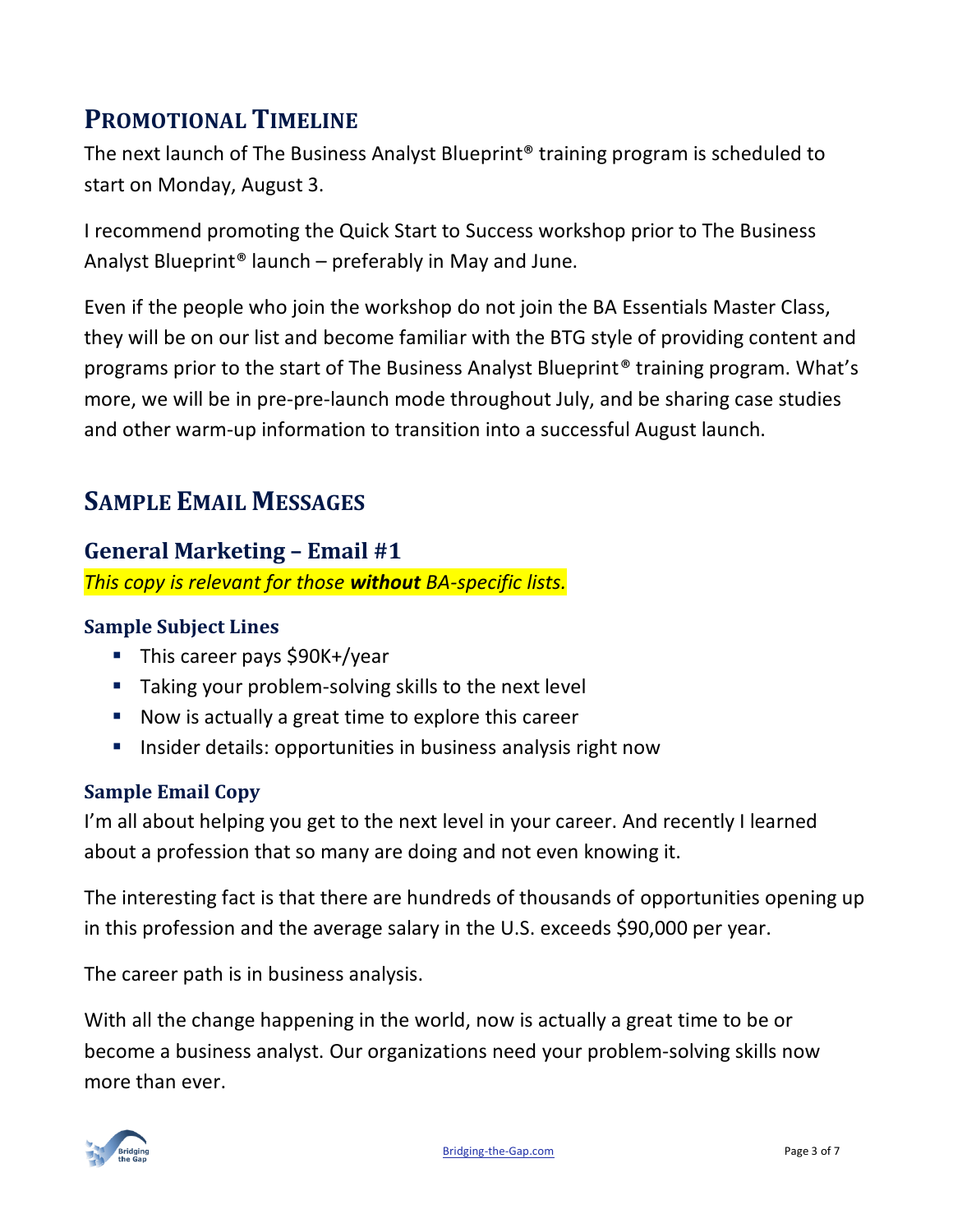## Promotional Timeline

The next launch of The Business Analyst Blueprint® training program is scheduled to start on Monday, August 3.

I recommend promoting the Quick Start to Success workshop prior to The Business Analyst Blueprint® launch – preferably in May and June.

Even if the people who join the workshop do not join the BA Essentials Master Class, they will be on our list and become familiar with the BTG style of providing content and programs prior to the start of The Business Analyst Blueprint® training program. What's more, we will be in pre-pre-launch mode throughout July, and be sharing case studies and other warm-up information to transition into a successful August launch.

## Sample Email Messages

### General Marketing – Email #1

*This copy is relevant for those **without** BA-specific lists.*

#### Sample Subject Lines

- This career pays $90K+/year
- Taking your problem-solving skills to the next level
- Now is actually a great time to explore this career
- Insider details: opportunities in business analysis right now

#### Sample Email Copy

I'm all about helping you get to the next level in your career. And recently I learned about a profession that so many are doing and not even knowing it.

The interesting fact is that there are hundreds of thousands of opportunities opening up in this profession and the average salary in the U.S. exceeds $90,000 per year.

The career path is in business analysis.

With all the change happening in the world, now is actually a great time to be or become a business analyst. Our organizations need your problem-solving skills now more than ever.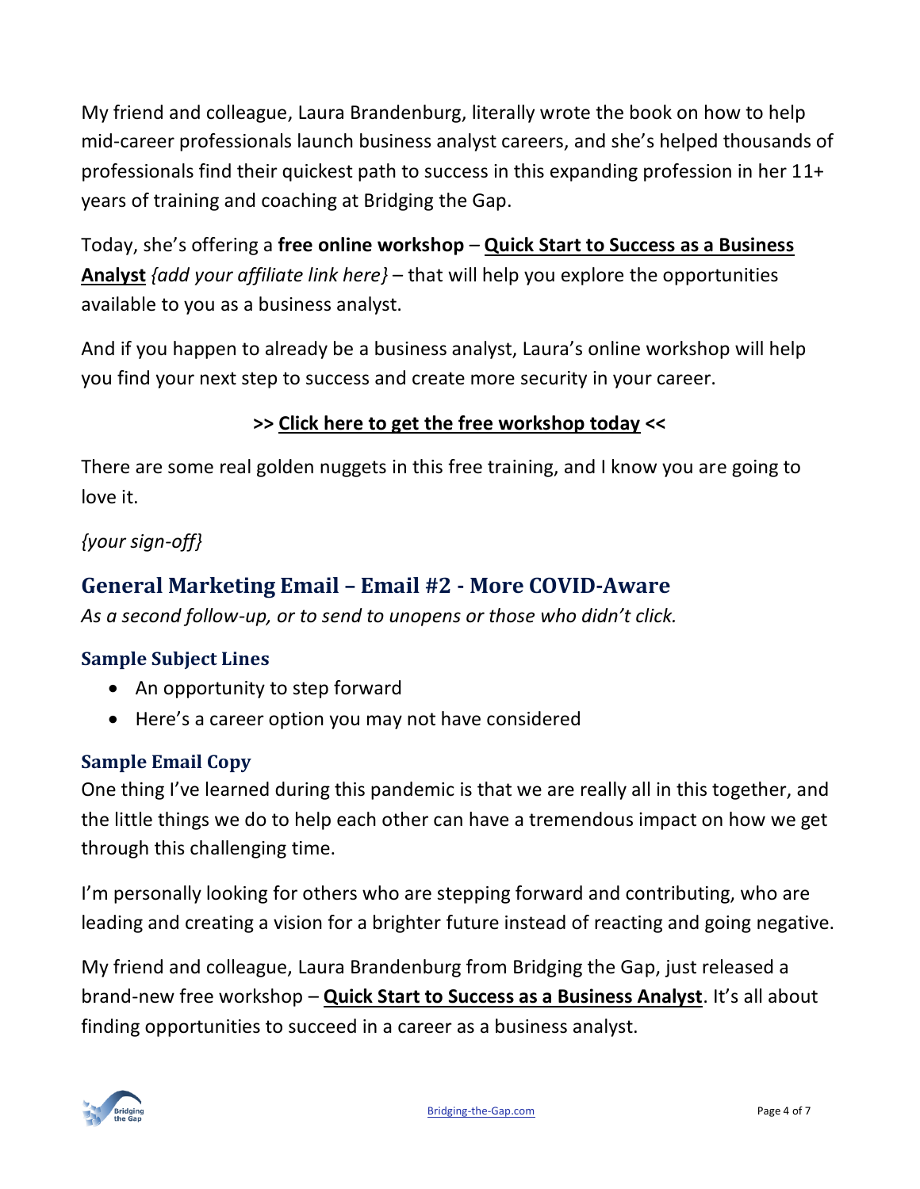My friend and colleague, Laura Brandenburg, literally wrote the book on how to help mid-career professionals launch business analyst careers, and she's helped thousands of professionals find their quickest path to success in this expanding profession in her 11+ years of training and coaching at Bridging the Gap.

Today, she's offering a **free online workshop** – **Quick Start to Success as a Business Analyst** *{add your affiliate link here}* – that will help you explore the opportunities available to you as a business analyst.

And if you happen to already be a business analyst, Laura's online workshop will help you find your next step to success and create more security in your career.

**>> Click here to get the free workshop today <<**

There are some real golden nuggets in this free training, and I know you are going to love it.

*{your sign-off}*

## General Marketing Email – Email #2 - More COVID-Aware

*As a second follow-up, or to send to unopens or those who didn't click.*

### Sample Subject Lines

- An opportunity to step forward
- Here's a career option you may not have considered

### Sample Email Copy

One thing I've learned during this pandemic is that we are really all in this together, and the little things we do to help each other can have a tremendous impact on how we get through this challenging time.

I'm personally looking for others who are stepping forward and contributing, who are leading and creating a vision for a brighter future instead of reacting and going negative.

My friend and colleague, Laura Brandenburg from Bridging the Gap, just released a brand-new free workshop – **Quick Start to Success as a Business Analyst**. It's all about finding opportunities to succeed in a career as a business analyst.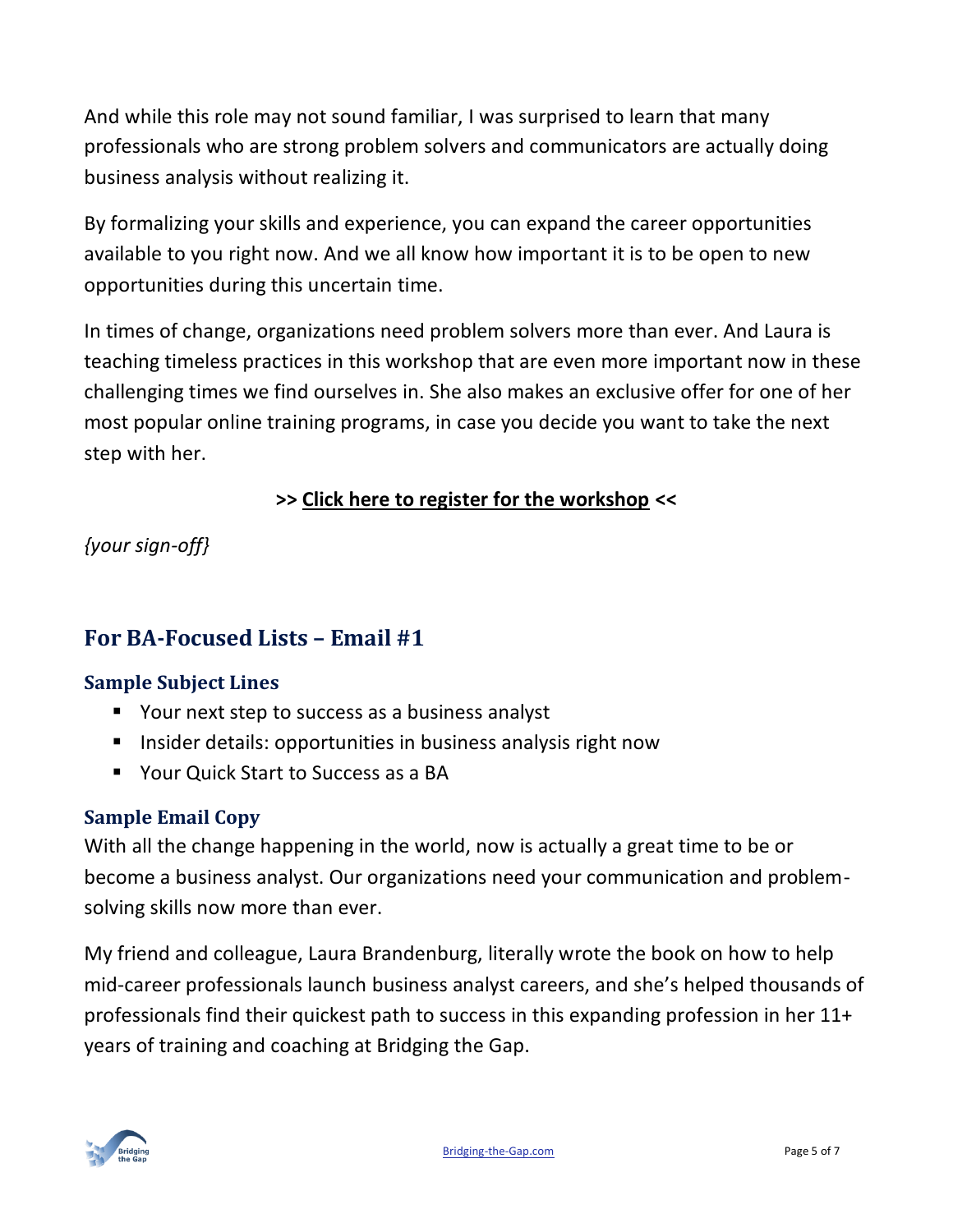And while this role may not sound familiar, I was surprised to learn that many professionals who are strong problem solvers and communicators are actually doing business analysis without realizing it.

By formalizing your skills and experience, you can expand the career opportunities available to you right now. And we all know how important it is to be open to new opportunities during this uncertain time.

In times of change, organizations need problem solvers more than ever. And Laura is teaching timeless practices in this workshop that are even more important now in these challenging times we find ourselves in. She also makes an exclusive offer for one of her most popular online training programs, in case you decide you want to take the next step with her.

**>> Click here to register for the workshop <<**

*{your sign-off}*

## For BA-Focused Lists – Email #1

### Sample Subject Lines

- Your next step to success as a business analyst
- Insider details: opportunities in business analysis right now
- Your Quick Start to Success as a BA

### Sample Email Copy

With all the change happening in the world, now is actually a great time to be or become a business analyst. Our organizations need your communication and problem-solving skills now more than ever.

My friend and colleague, Laura Brandenburg, literally wrote the book on how to help mid-career professionals launch business analyst careers, and she's helped thousands of professionals find their quickest path to success in this expanding profession in her 11+ years of training and coaching at Bridging the Gap.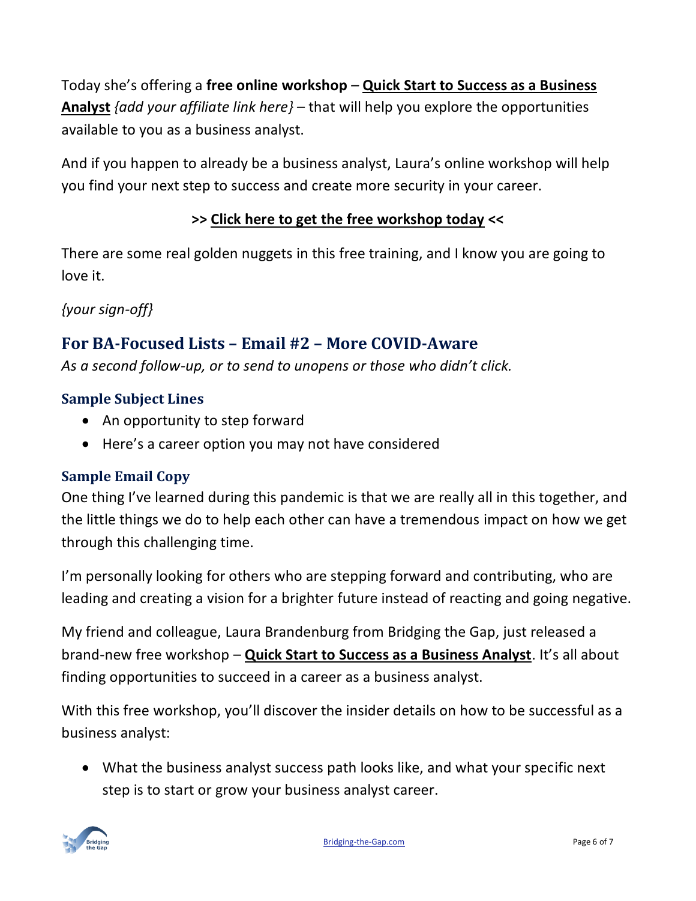Today she's offering a **free online workshop** – **Quick Start to Success as a Business Analyst** *{add your affiliate link here}* – that will help you explore the opportunities available to you as a business analyst.

And if you happen to already be a business analyst, Laura's online workshop will help you find your next step to success and create more security in your career.

**>> Click here to get the free workshop today <<**

There are some real golden nuggets in this free training, and I know you are going to love it.

*{your sign-off}*

## For BA-Focused Lists – Email #2 – More COVID-Aware

*As a second follow-up, or to send to unopens or those who didn't click.*

### Sample Subject Lines

- An opportunity to step forward
- Here's a career option you may not have considered

### Sample Email Copy

One thing I've learned during this pandemic is that we are really all in this together, and the little things we do to help each other can have a tremendous impact on how we get through this challenging time.

I'm personally looking for others who are stepping forward and contributing, who are leading and creating a vision for a brighter future instead of reacting and going negative.

My friend and colleague, Laura Brandenburg from Bridging the Gap, just released a brand-new free workshop – **Quick Start to Success as a Business Analyst**. It's all about finding opportunities to succeed in a career as a business analyst.

With this free workshop, you'll discover the insider details on how to be successful as a business analyst:

- What the business analyst success path looks like, and what your specific next step is to start or grow your business analyst career.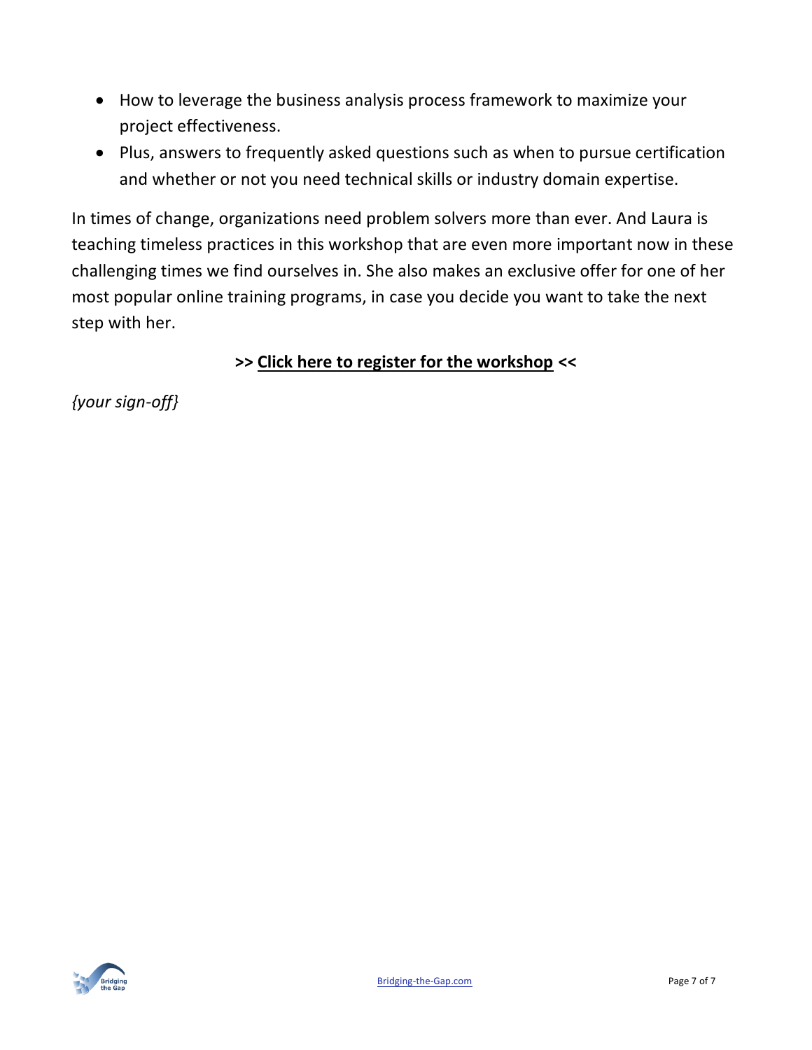- How to leverage the business analysis process framework to maximize your project effectiveness.
- Plus, answers to frequently asked questions such as when to pursue certification and whether or not you need technical skills or industry domain expertise.

In times of change, organizations need problem solvers more than ever. And Laura is teaching timeless practices in this workshop that are even more important now in these challenging times we find ourselves in. She also makes an exclusive offer for one of her most popular online training programs, in case you decide you want to take the next step with her.

**>> Click here to register for the workshop <<**

*{your sign-off}*